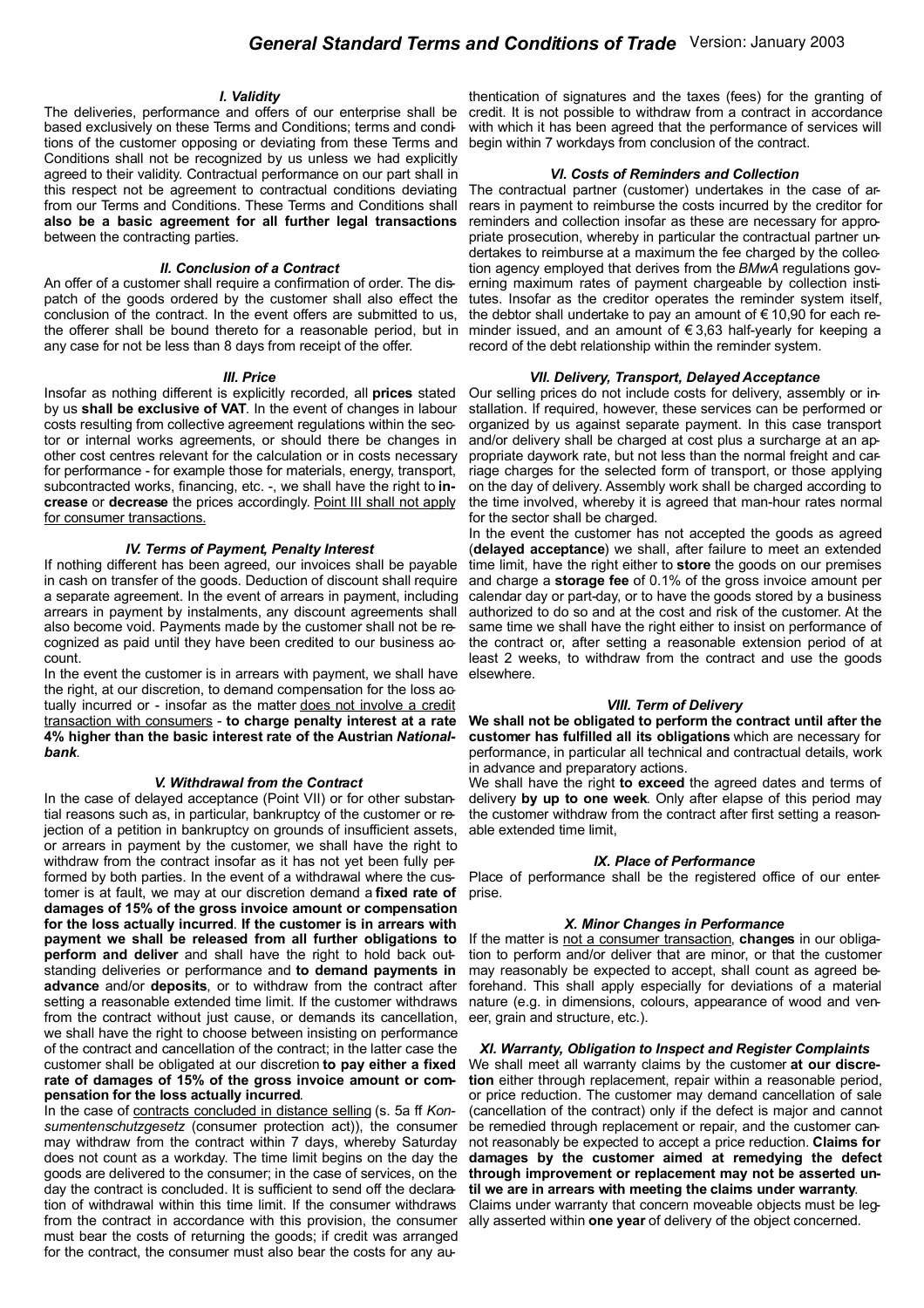# *General Standard Terms and Conditions of Trade* Version: January 2003

### *I. Validity*

The deliveries, performance and offers of our enterprise shall be based exclusively on these Terms and Conditions; terms and conditions of the customer opposing or deviating from these Terms and Conditions shall not be recognized by us unless we had explicitly agreed to their validity. Contractual performance on our part shall in this respect not be agreement to contractual conditions deviating from our Terms and Conditions. These Terms and Conditions shall **also be a basic agreement for all further legal transactions** between the contracting parties.

### *II. Conclusion of a Contract*

An offer of a customer shall require a confirmation of order. The dispatch of the goods ordered by the customer shall also effect the conclusion of the contract. In the event offers are submitted to us, the offerer shall be bound thereto for a reasonable period, but in any case for not be less than 8 days from receipt of the offer.

### *III. Price*

Insofar as nothing different is explicitly recorded, all **prices** stated by us **shall be exclusive of VAT**. In the event of changes in labour costs resulting from collective agreement regulations within the sector or internal works agreements, or should there be changes in other cost centres relevant for the calculation or in costs necessary for performance - for example those for materials, energy, transport, subcontracted works, financing, etc. -, we shall have the right to **increase** or **decrease** the prices accordingly. <u>Point III shall not apply for consumer transactions.</u>

### *IV. Terms of Payment, Penalty Interest*

If nothing different has been agreed, our invoices shall be payable in cash on transfer of the goods. Deduction of discount shall require a separate agreement. In the event of arrears in payment, including arrears in payment by instalments, any discount agreements shall also become void. Payments made by the customer shall not be recognized as paid until they have been credited to our business account.

In the event the customer is in arrears with payment, we shall have the right, at our discretion, to demand compensation for the loss actually incurred or - insofar as the matter <u>does not involve a credit transaction with consumers</u> - **to charge penalty interest at a rate 4% higher than the basic interest rate of the Austrian *Nationalbank***.

### *V. Withdrawal from the Contract*

In the case of delayed acceptance (Point VII) or for other substantial reasons such as, in particular, bankruptcy of the customer or rejection of a petition in bankruptcy on grounds of insufficient assets, or arrears in payment by the customer, we shall have the right to withdraw from the contract insofar as it has not yet been fully performed by both parties. In the event of a withdrawal where the customer is at fault, we may at our discretion demand a **fixed rate of damages of 15% of the gross invoice amount or compensation for the loss actually incurred**. **If the customer is in arrears with payment we shall be released from all further obligations to perform and deliver** and shall have the right to hold back outstanding deliveries or performance and **to demand payments in advance** and/or **deposits**, or to withdraw from the contract after setting a reasonable extended time limit. If the customer withdraws from the contract without just cause, or demands its cancellation, we shall have the right to choose between insisting on performance of the contract and cancellation of the contract; in the latter case the customer shall be obligated at our discretion **to pay either a fixed rate of damages of 15% of the gross invoice amount or compensation for the loss actually incurred**.

In the case of <u>contracts concluded in distance selling</u> (s. 5a ff *Konsumentenschutzgesetz* (consumer protection act)), the consumer may withdraw from the contract within 7 days, whereby Saturday does not count as a workday. The time limit begins on the day the goods are delivered to the consumer; in the case of services, on the day the contract is concluded. It is sufficient to send off the declaration of withdrawal within this time limit. If the consumer withdraws from the contract in accordance with this provision, the consumer must bear the costs of returning the goods; if credit was arranged for the contract, the consumer must also bear the costs for any authentication of signatures and the taxes (fees) for the granting of credit. It is not possible to withdraw from a contract in accordance with which it has been agreed that the performance of services will begin within 7 workdays from conclusion of the contract.

### *VI. Costs of Reminders and Collection*

The contractual partner (customer) undertakes in the case of arrears in payment to reimburse the costs incurred by the creditor for reminders and collection insofar as these are necessary for appropriate prosecution, whereby in particular the contractual partner undertakes to reimburse at a maximum the fee charged by the collection agency employed that derives from the *BMwA* regulations governing maximum rates of payment chargeable by collection institutes. Insofar as the creditor operates the reminder system itself, the debtor shall undertake to pay an amount of € 10,90 for each reminder issued, and an amount of € 3,63 half-yearly for keeping a record of the debt relationship within the reminder system.

### *VII. Delivery, Transport, Delayed Acceptance*

Our selling prices do not include costs for delivery, assembly or installation. If required, however, these services can be performed or organized by us against separate payment. In this case transport and/or delivery shall be charged at cost plus a surcharge at an appropriate daywork rate, but not less than the normal freight and carriage charges for the selected form of transport, or those applying on the day of delivery. Assembly work shall be charged according to the time involved, whereby it is agreed that man-hour rates normal for the sector shall be charged.

In the event the customer has not accepted the goods as agreed (**delayed acceptance**) we shall, after failure to meet an extended time limit, have the right either to **store** the goods on our premises and charge a **storage fee** of 0.1% of the gross invoice amount per calendar day or part-day, or to have the goods stored by a business authorized to do so and at the cost and risk of the customer. At the same time we shall have the right either to insist on performance of the contract or, after setting a reasonable extension period of at least 2 weeks, to withdraw from the contract and use the goods elsewhere.

### *VIII. Term of Delivery*

**We shall not be obligated to perform the contract until after the customer has fulfilled all its obligations** which are necessary for performance, in particular all technical and contractual details, work in advance and preparatory actions.

We shall have the right **to exceed** the agreed dates and terms of delivery **by up to one week**. Only after elapse of this period may the customer withdraw from the contract after first setting a reasonable extended time limit,

### *IX. Place of Performance*

Place of performance shall be the registered office of our enterprise.

### *X. Minor Changes in Performance*

If the matter is <u>not a consumer transaction</u>, **changes** in our obligation to perform and/or deliver that are minor, or that the customer may reasonably be expected to accept, shall count as agreed beforehand. This shall apply especially for deviations of a material nature (e.g. in dimensions, colours, appearance of wood and veneer, grain and structure, etc.).

### *XI. Warranty, Obligation to Inspect and Register Complaints*

We shall meet all warranty claims by the customer **at our discretion** either through replacement, repair within a reasonable period, or price reduction. The customer may demand cancellation of sale (cancellation of the contract) only if the defect is major and cannot be remedied through replacement or repair, and the customer cannot reasonably be expected to accept a price reduction. **Claims for damages by the customer aimed at remedying the defect through improvement or replacement may not be asserted until we are in arrears with meeting the claims under warranty**.

Claims under warranty that concern moveable objects must be legally asserted within **one year** of delivery of the object concerned.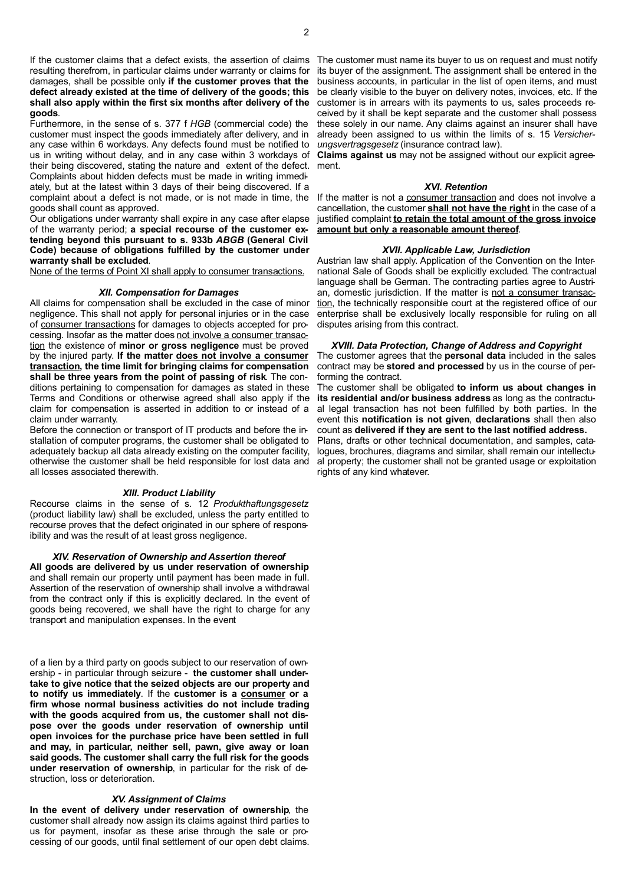If the customer claims that a defect exists, the assertion of claims resulting therefrom, in particular claims under warranty or claims for damages, shall be possible only **if the customer proves that the defect already existed at the time of delivery of the goods; this shall also apply within the first six months after delivery of the goods**.

Furthermore, in the sense of s. 377 f *HGB* (commercial code) the customer must inspect the goods immediately after delivery, and in any case within 6 workdays. Any defects found must be notified to us in writing without delay, and in any case within 3 workdays of their being discovered, stating the nature and extent of the defect. Complaints about hidden defects must be made in writing immediately, but at the latest within 3 days of their being discovered. If a complaint about a defect is not made, or is not made in time, the goods shall count as approved.

Our obligations under warranty shall expire in any case after elapse of the warranty period; **a special recourse of the customer extending beyond this pursuant to s. 933b *ABGB* (General Civil Code) because of obligations fulfilled by the customer under warranty shall be excluded**.

None of the terms of Point XI shall apply to consumer transactions.

### *XII. Compensation for Damages*

All claims for compensation shall be excluded in the case of minor negligence. This shall not apply for personal injuries or in the case of consumer transactions for damages to objects accepted for processing. Insofar as the matter does not involve a consumer transaction the existence of **minor or gross negligence** must be proved by the injured party. **If the matter does not involve a consumer transaction, the time limit for bringing claims for compensation shall be three years from the point of passing of risk**. The conditions pertaining to compensation for damages as stated in these Terms and Conditions or otherwise agreed shall also apply if the claim for compensation is asserted in addition to or instead of a claim under warranty.

Before the connection or transport of IT products and before the installation of computer programs, the customer shall be obligated to adequately backup all data already existing on the computer facility, otherwise the customer shall be held responsible for lost data and all losses associated therewith.

### *XIII. Product Liability*

Recourse claims in the sense of s. 12 *Produkthaftungsgesetz* (product liability law) shall be excluded, unless the party entitled to recourse proves that the defect originated in our sphere of responsibility and was the result of at least gross negligence.

### *XIV. Reservation of Ownership and Assertion thereof*

**All goods are delivered by us under reservation of ownership** and shall remain our property until payment has been made in full. Assertion of the reservation of ownership shall involve a withdrawal from the contract only if this is explicitly declared. In the event of goods being recovered, we shall have the right to charge for any transport and manipulation expenses. In the event of a lien by a third party on goods subject to our reservation of ownership - in particular through seizure - **the customer shall undertake to give notice that the seized objects are our property and to notify us immediately**. If the **customer is a consumer or a firm whose normal business activities do not include trading with the goods acquired from us, the customer shall not dispose over the goods under reservation of ownership until open invoices for the purchase price have been settled in full and may, in particular, neither sell, pawn, give away or loan said goods. The customer shall carry the full risk for the goods under reservation of ownership**, in particular for the risk of destruction, loss or deterioration.

### *XV. Assignment of Claims*

**In the event of delivery under reservation of ownership**, the customer shall already now assign its claims against third parties to us for payment, insofar as these arise through the sale or processing of our goods, until final settlement of our open debt claims. The customer must name its buyer to us on request and must notify its buyer of the assignment. The assignment shall be entered in the business accounts, in particular in the list of open items, and must be clearly visible to the buyer on delivery notes, invoices, etc. If the customer is in arrears with its payments to us, sales proceeds received by it shall be kept separate and the customer shall possess these solely in our name. Any claims against an insurer shall have already been assigned to us within the limits of s. 15 *Versicherungsvertragsgesetz* (insurance contract law).

**Claims against us** may not be assigned without our explicit agreement.

### *XVI. Retention*

If the matter is not a consumer transaction and does not involve a cancellation, the customer **shall not have the right** in the case of a justified complaint **to retain the total amount of the gross invoice amount but only a reasonable amount thereof**.

### *XVII. Applicable Law, Jurisdiction*

Austrian law shall apply. Application of the Convention on the International Sale of Goods shall be explicitly excluded. The contractual language shall be German. The contracting parties agree to Austrian, domestic jurisdiction. If the matter is not a consumer transaction, the technically responsible court at the registered office of our enterprise shall be exclusively locally responsible for ruling on all disputes arising from this contract.

### *XVIII. Data Protection, Change of Address and Copyright*

The customer agrees that the **personal data** included in the sales contract may be **stored and processed** by us in the course of performing the contract.

The customer shall be obligated **to inform us about changes in its residential and/or business address** as long as the contractual legal transaction has not been fulfilled by both parties. In the event this **notification is not given**, **declarations** shall then also count as **delivered if they are sent to the last notified address.**

Plans, drafts or other technical documentation, and samples, catalogues, brochures, diagrams and similar, shall remain our intellectual property; the customer shall not be granted usage or exploitation rights of any kind whatever.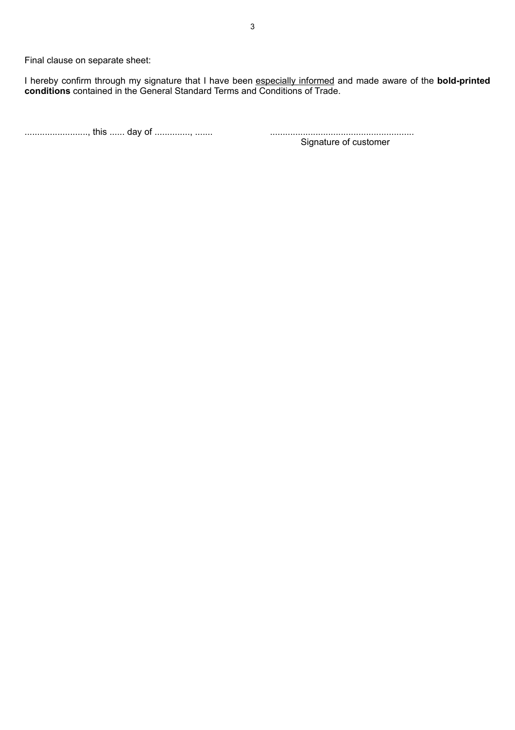Final clause on separate sheet:

I hereby confirm through my signature that I have been <u>especially informed</u> and made aware of the **bold-printed conditions** contained in the General Standard Terms and Conditions of Trade.

........................., this ...... day of .............., .......

.........................................................

Signature of customer